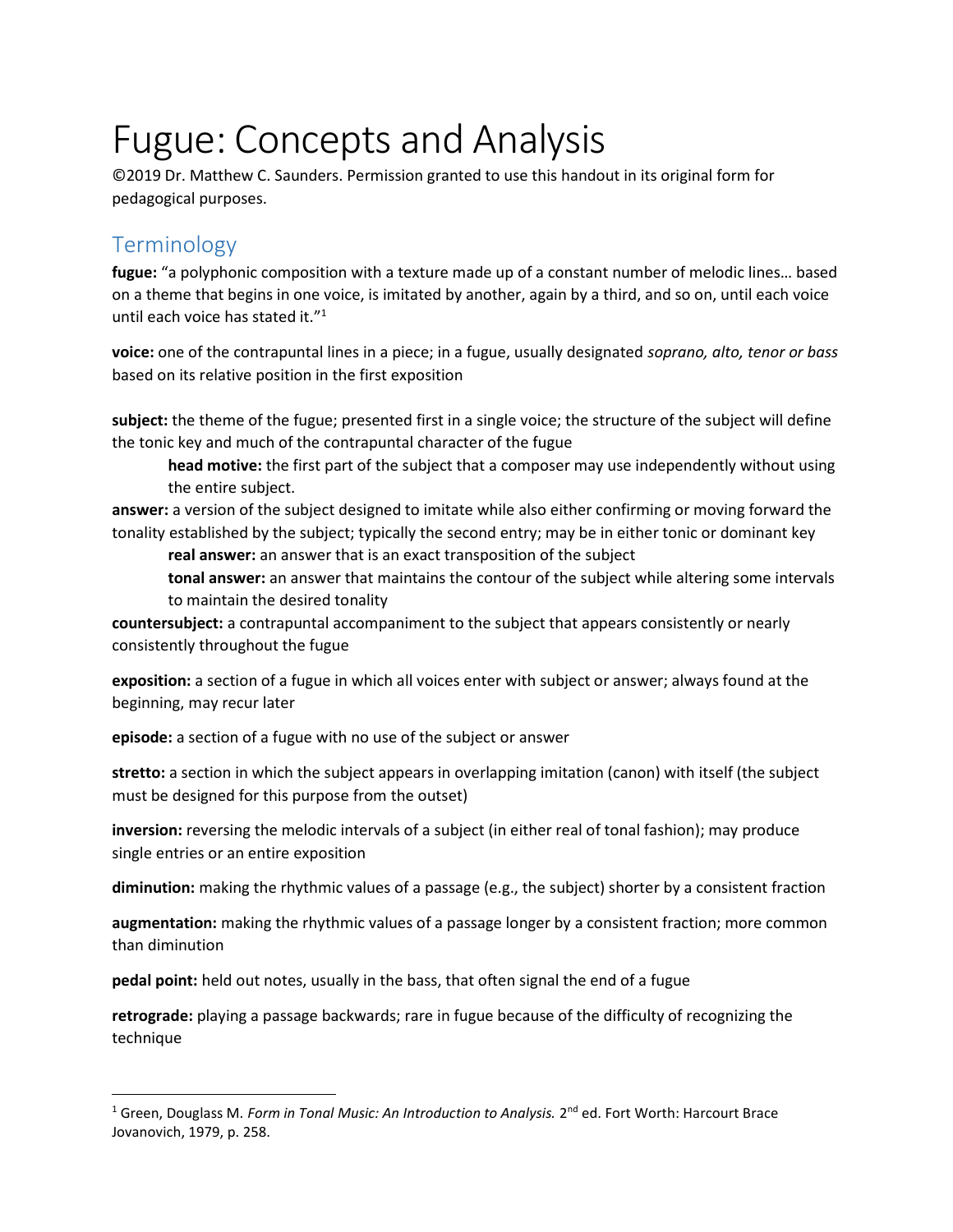# Fugue: Concepts and Analysis

©2019 Dr. Matthew C. Saunders. Permission granted to use this handout in its original form for pedagogical purposes.

## Terminology

**fugue:** "a polyphonic composition with a texture made up of a constant number of melodic lines… based on a theme that begins in one voice, is imitated by another, again by a third, and so on, until each voice until each voice has stated it."[1]

**voice:** one of the contrapuntal lines in a piece; in a fugue, usually designated *soprano, alto, tenor or bass* based on its relative position in the first exposition

**subject:** the theme of the fugue; presented first in a single voice; the structure of the subject will define the tonic key and much of the contrapuntal character of the fugue

> **head motive:** the first part of the subject that a composer may use independently without using the entire subject.

**answer:** a version of the subject designed to imitate while also either confirming or moving forward the tonality established by the subject; typically the second entry; may be in either tonic or dominant key

> **real answer:** an answer that is an exact transposition of the subject
>
> **tonal answer:** an answer that maintains the contour of the subject while altering some intervals to maintain the desired tonality

**countersubject:** a contrapuntal accompaniment to the subject that appears consistently or nearly consistently throughout the fugue

**exposition:** a section of a fugue in which all voices enter with subject or answer; always found at the beginning, may recur later

**episode:** a section of a fugue with no use of the subject or answer

**stretto:** a section in which the subject appears in overlapping imitation (canon) with itself (the subject must be designed for this purpose from the outset)

**inversion:** reversing the melodic intervals of a subject (in either real of tonal fashion); may produce single entries or an entire exposition

**diminution:** making the rhythmic values of a passage (e.g., the subject) shorter by a consistent fraction

**augmentation:** making the rhythmic values of a passage longer by a consistent fraction; more common than diminution

**pedal point:** held out notes, usually in the bass, that often signal the end of a fugue

**retrograde:** playing a passage backwards; rare in fugue because of the difficulty of recognizing the technique

---

[1] Green, Douglass M. *Form in Tonal Music: An Introduction to Analysis.* 2nd ed. Fort Worth: Harcourt Brace Jovanovich, 1979, p. 258.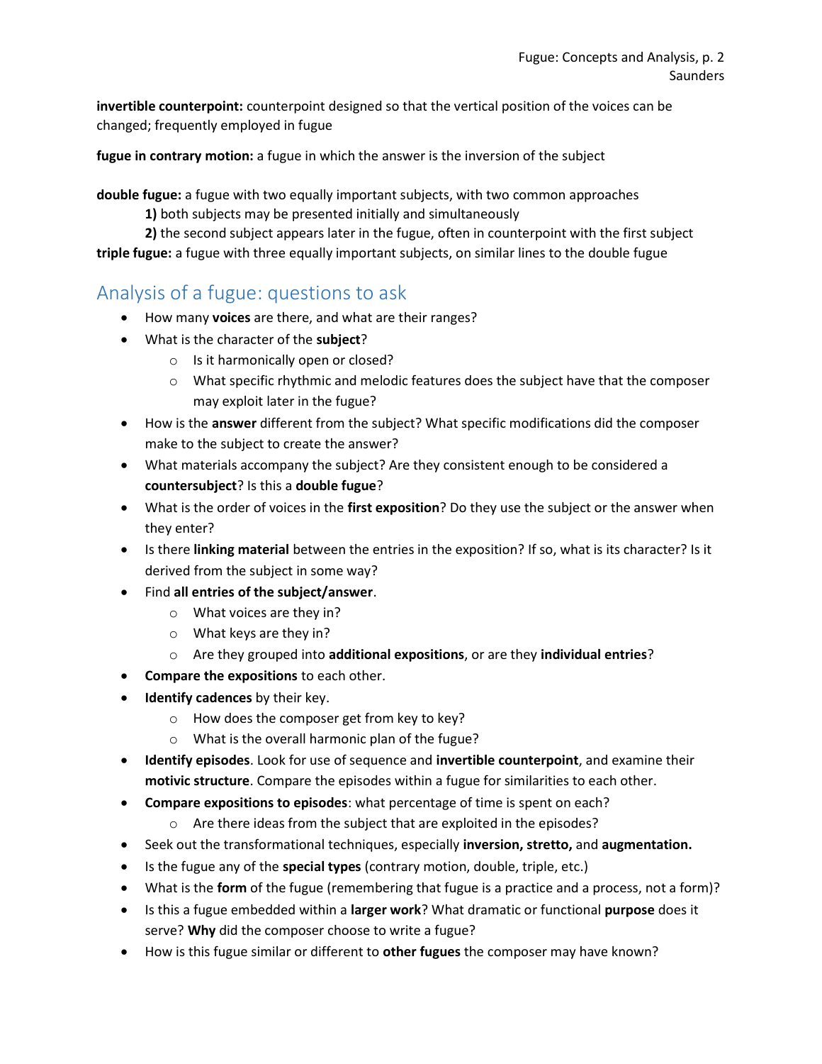**invertible counterpoint:** counterpoint designed so that the vertical position of the voices can be changed; frequently employed in fugue

**fugue in contrary motion:** a fugue in which the answer is the inversion of the subject

**double fugue:** a fugue with two equally important subjects, with two common approaches

> **1)** both subjects may be presented initially and simultaneously
>
> **2)** the second subject appears later in the fugue, often in counterpoint with the first subject

**triple fugue:** a fugue with three equally important subjects, on similar lines to the double fugue

## Analysis of a fugue: questions to ask

- How many **voices** are there, and what are their ranges?
- What is the character of the **subject**?
    - Is it harmonically open or closed?
    - What specific rhythmic and melodic features does the subject have that the composer may exploit later in the fugue?
- How is the **answer** different from the subject? What specific modifications did the composer make to the subject to create the answer?
- What materials accompany the subject? Are they consistent enough to be considered a **countersubject**? Is this a **double fugue**?
- What is the order of voices in the **first exposition**? Do they use the subject or the answer when they enter?
- Is there **linking material** between the entries in the exposition? If so, what is its character? Is it derived from the subject in some way?
- Find **all entries of the subject/answer**.
    - What voices are they in?
    - What keys are they in?
    - Are they grouped into **additional expositions**, or are they **individual entries**?
- **Compare the expositions** to each other.
- **Identify cadences** by their key.
    - How does the composer get from key to key?
    - What is the overall harmonic plan of the fugue?
- **Identify episodes**. Look for use of sequence and **invertible counterpoint**, and examine their **motivic structure**. Compare the episodes within a fugue for similarities to each other.
- **Compare expositions to episodes**: what percentage of time is spent on each?
    - Are there ideas from the subject that are exploited in the episodes?
- Seek out the transformational techniques, especially **inversion, stretto,** and **augmentation.**
- Is the fugue any of the **special types** (contrary motion, double, triple, etc.)
- What is the **form** of the fugue (remembering that fugue is a practice and a process, not a form)?
- Is this a fugue embedded within a **larger work**? What dramatic or functional **purpose** does it serve? **Why** did the composer choose to write a fugue?
- How is this fugue similar or different to **other fugues** the composer may have known?